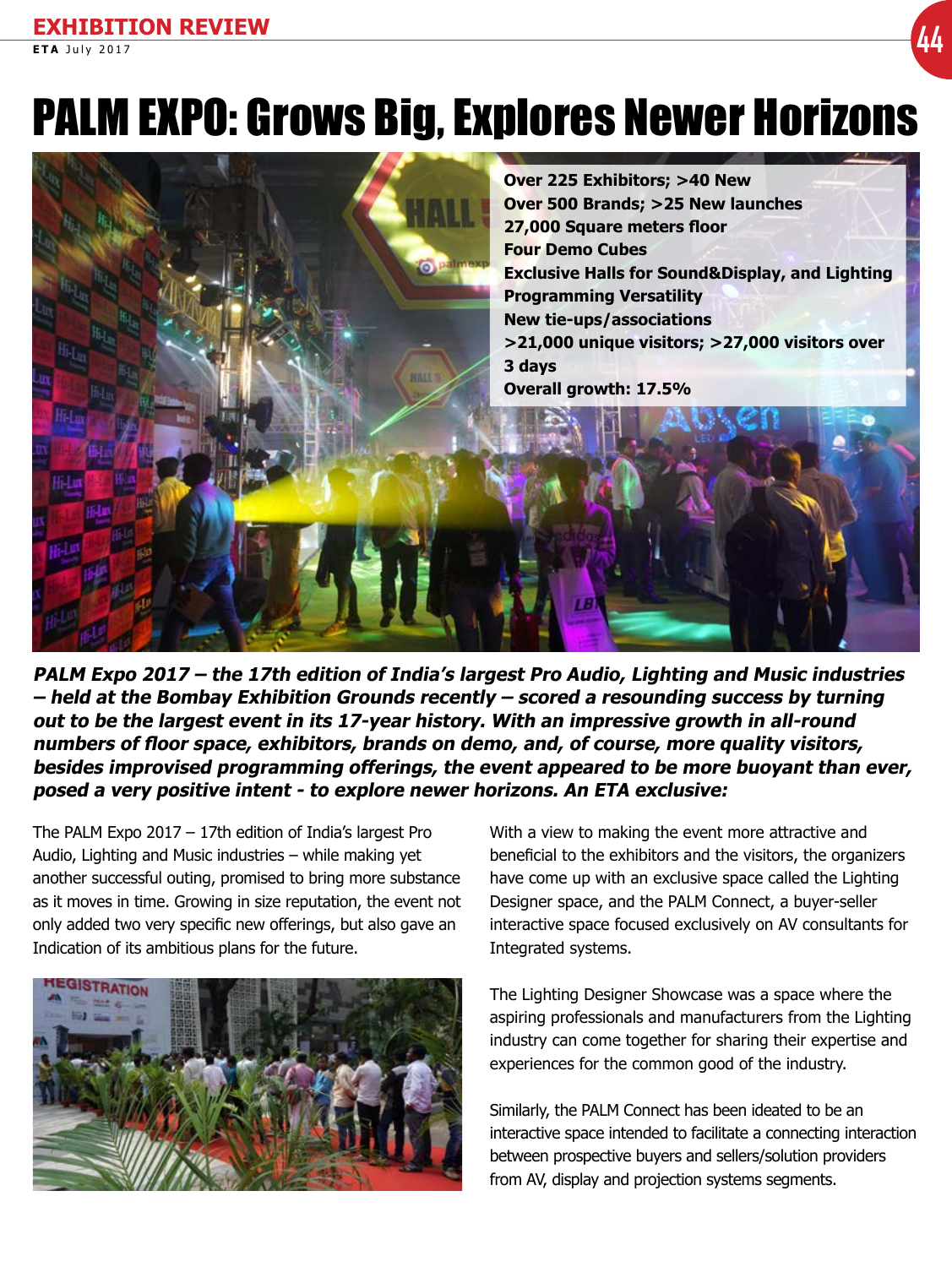# PALM EXPO: Grows Big, Explores Newer Horizons

**Over 225 Exhibitors; >40 New**
**Over 500 Brands; >25 New launches**
**27,000 Square meters floor**
**Four Demo Cubes**
**Exclusive Halls for Sound&Display, and Lighting**
**Programming Versatility**
**New tie-ups/associations**
**>21,000 unique visitors; >27,000 visitors over 3 days**
**Overall growth: 17.5%**

***PALM Expo 2017 – the 17th edition of India's largest Pro Audio, Lighting and Music industries – held at the Bombay Exhibition Grounds recently – scored a resounding success by turning out to be the largest event in its 17-year history. With an impressive growth in all-round numbers of floor space, exhibitors, brands on demo, and, of course, more quality visitors, besides improvised programming offerings, the event appeared to be more buoyant than ever, posed a very positive intent - to explore newer horizons. An ETA exclusive:***

The PALM Expo 2017 – 17th edition of India's largest Pro Audio, Lighting and Music industries – while making yet another successful outing, promised to bring more substance as it moves in time. Growing in size reputation, the event not only added two very specific new offerings, but also gave an Indication of its ambitious plans for the future.

With a view to making the event more attractive and beneficial to the exhibitors and the visitors, the organizers have come up with an exclusive space called the Lighting Designer space, and the PALM Connect, a buyer-seller interactive space focused exclusively on AV consultants for Integrated systems.

The Lighting Designer Showcase was a space where the aspiring professionals and manufacturers from the Lighting industry can come together for sharing their expertise and experiences for the common good of the industry.

Similarly, the PALM Connect has been ideated to be an interactive space intended to facilitate a connecting interaction between prospective buyers and sellers/solution providers from AV, display and projection systems segments.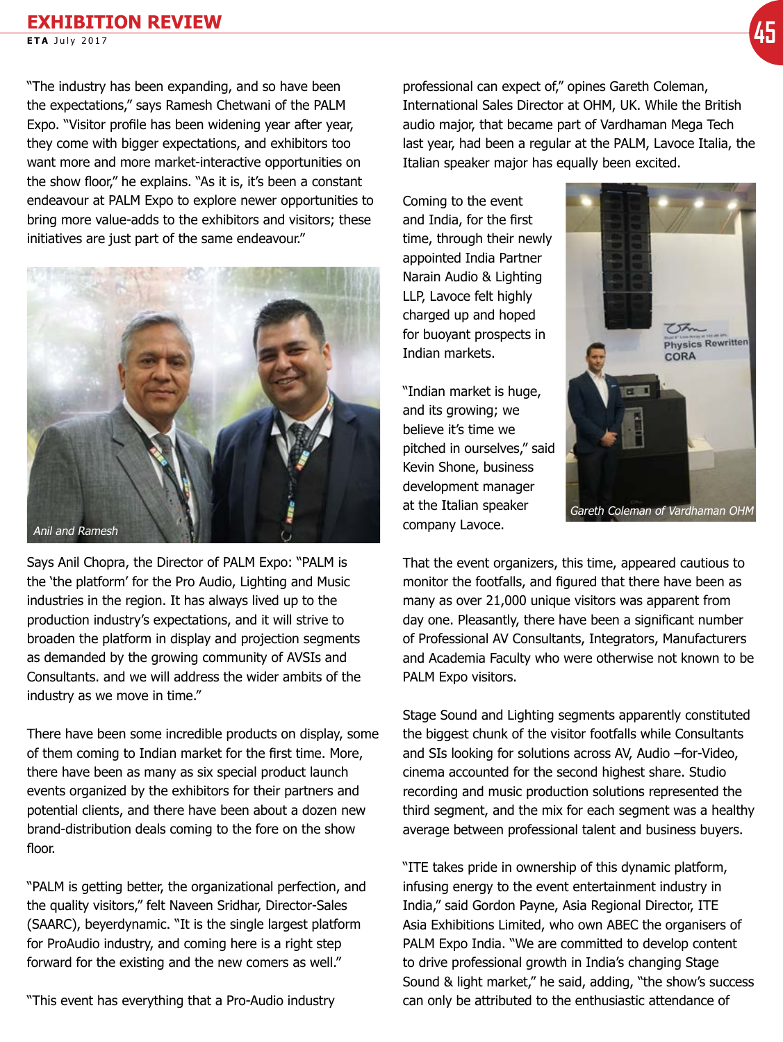"The industry has been expanding, and so have been the expectations," says Ramesh Chetwani of the PALM Expo. "Visitor profile has been widening year after year, they come with bigger expectations, and exhibitors too want more and more market-interactive opportunities on the show floor," he explains. "As it is, it's been a constant endeavour at PALM Expo to explore newer opportunities to bring more value-adds to the exhibitors and visitors; these initiatives are just part of the same endeavour."

*Anil and Ramesh*

Says Anil Chopra, the Director of PALM Expo: "PALM is the 'the platform' for the Pro Audio, Lighting and Music industries in the region. It has always lived up to the production industry's expectations, and it will strive to broaden the platform in display and projection segments as demanded by the growing community of AVSIs and Consultants. and we will address the wider ambits of the industry as we move in time."

There have been some incredible products on display, some of them coming to Indian market for the first time. More, there have been as many as six special product launch events organized by the exhibitors for their partners and potential clients, and there have been about a dozen new brand-distribution deals coming to the fore on the show floor.

"PALM is getting better, the organizational perfection, and the quality visitors," felt Naveen Sridhar, Director-Sales (SAARC), beyerdynamic. "It is the single largest platform for ProAudio industry, and coming here is a right step forward for the existing and the new comers as well."

"This event has everything that a Pro-Audio industry professional can expect of," opines Gareth Coleman, International Sales Director at OHM, UK. While the British audio major, that became part of Vardhaman Mega Tech last year, had been a regular at the PALM, Lavoce Italia, the Italian speaker major has equally been excited.

Coming to the event and India, for the first time, through their newly appointed India Partner Narain Audio & Lighting LLP, Lavoce felt highly charged up and hoped for buoyant prospects in Indian markets.

"Indian market is huge, and its growing; we believe it's time we pitched in ourselves," said Kevin Shone, business development manager at the Italian speaker company Lavoce.

*Gareth Coleman of Vardhaman OHM*

That the event organizers, this time, appeared cautious to monitor the footfalls, and figured that there have been as many as over 21,000 unique visitors was apparent from day one. Pleasantly, there have been a significant number of Professional AV Consultants, Integrators, Manufacturers and Academia Faculty who were otherwise not known to be PALM Expo visitors.

Stage Sound and Lighting segments apparently constituted the biggest chunk of the visitor footfalls while Consultants and SIs looking for solutions across AV, Audio –for-Video, cinema accounted for the second highest share. Studio recording and music production solutions represented the third segment, and the mix for each segment was a healthy average between professional talent and business buyers.

"ITE takes pride in ownership of this dynamic platform, infusing energy to the event entertainment industry in India," said Gordon Payne, Asia Regional Director, ITE Asia Exhibitions Limited, who own ABEC the organisers of PALM Expo India. "We are committed to develop content to drive professional growth in India's changing Stage Sound & light market," he said, adding, "the show's success can only be attributed to the enthusiastic attendance of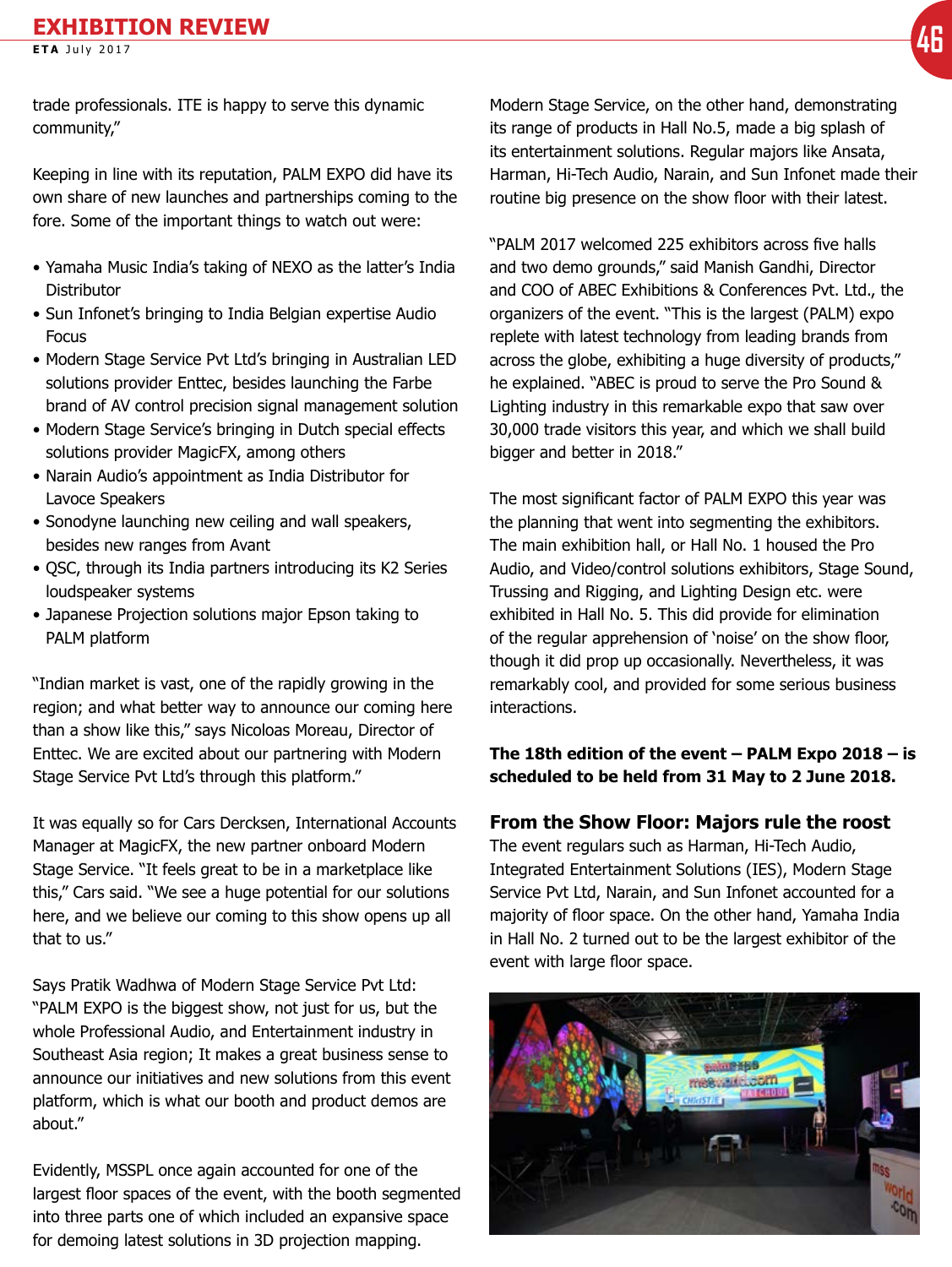trade professionals. ITE is happy to serve this dynamic community,"

Keeping in line with its reputation, PALM EXPO did have its own share of new launches and partnerships coming to the fore. Some of the important things to watch out were:

- Yamaha Music India's taking of NEXO as the latter's India Distributor
- Sun Infonet's bringing to India Belgian expertise Audio Focus
- Modern Stage Service Pvt Ltd's bringing in Australian LED solutions provider Enttec, besides launching the Farbe brand of AV control precision signal management solution
- Modern Stage Service's bringing in Dutch special effects solutions provider MagicFX, among others
- Narain Audio's appointment as India Distributor for Lavoce Speakers
- Sonodyne launching new ceiling and wall speakers, besides new ranges from Avant
- QSC, through its India partners introducing its K2 Series loudspeaker systems
- Japanese Projection solutions major Epson taking to PALM platform

"Indian market is vast, one of the rapidly growing in the region; and what better way to announce our coming here than a show like this," says Nicoloas Moreau, Director of Enttec. We are excited about our partnering with Modern Stage Service Pvt Ltd's through this platform."

It was equally so for Cars Dercksen, International Accounts Manager at MagicFX, the new partner onboard Modern Stage Service. "It feels great to be in a marketplace like this," Cars said. "We see a huge potential for our solutions here, and we believe our coming to this show opens up all that to us."

Says Pratik Wadhwa of Modern Stage Service Pvt Ltd: "PALM EXPO is the biggest show, not just for us, but the whole Professional Audio, and Entertainment industry in Southeast Asia region; It makes a great business sense to announce our initiatives and new solutions from this event platform, which is what our booth and product demos are about."

Evidently, MSSPL once again accounted for one of the largest floor spaces of the event, with the booth segmented into three parts one of which included an expansive space for demoing latest solutions in 3D projection mapping.

Modern Stage Service, on the other hand, demonstrating its range of products in Hall No.5, made a big splash of its entertainment solutions. Regular majors like Ansata, Harman, Hi-Tech Audio, Narain, and Sun Infonet made their routine big presence on the show floor with their latest.

"PALM 2017 welcomed 225 exhibitors across five halls and two demo grounds," said Manish Gandhi, Director and COO of ABEC Exhibitions & Conferences Pvt. Ltd., the organizers of the event. "This is the largest (PALM) expo replete with latest technology from leading brands from across the globe, exhibiting a huge diversity of products," he explained. "ABEC is proud to serve the Pro Sound & Lighting industry in this remarkable expo that saw over 30,000 trade visitors this year, and which we shall build bigger and better in 2018."

The most significant factor of PALM EXPO this year was the planning that went into segmenting the exhibitors. The main exhibition hall, or Hall No. 1 housed the Pro Audio, and Video/control solutions exhibitors, Stage Sound, Trussing and Rigging, and Lighting Design etc. were exhibited in Hall No. 5. This did provide for elimination of the regular apprehension of 'noise' on the show floor, though it did prop up occasionally. Nevertheless, it was remarkably cool, and provided for some serious business interactions.

**The 18th edition of the event – PALM Expo 2018 – is scheduled to be held from 31 May to 2 June 2018.**

## From the Show Floor: Majors rule the roost

The event regulars such as Harman, Hi-Tech Audio, Integrated Entertainment Solutions (IES), Modern Stage Service Pvt Ltd, Narain, and Sun Infonet accounted for a majority of floor space. On the other hand, Yamaha India in Hall No. 2 turned out to be the largest exhibitor of the event with large floor space.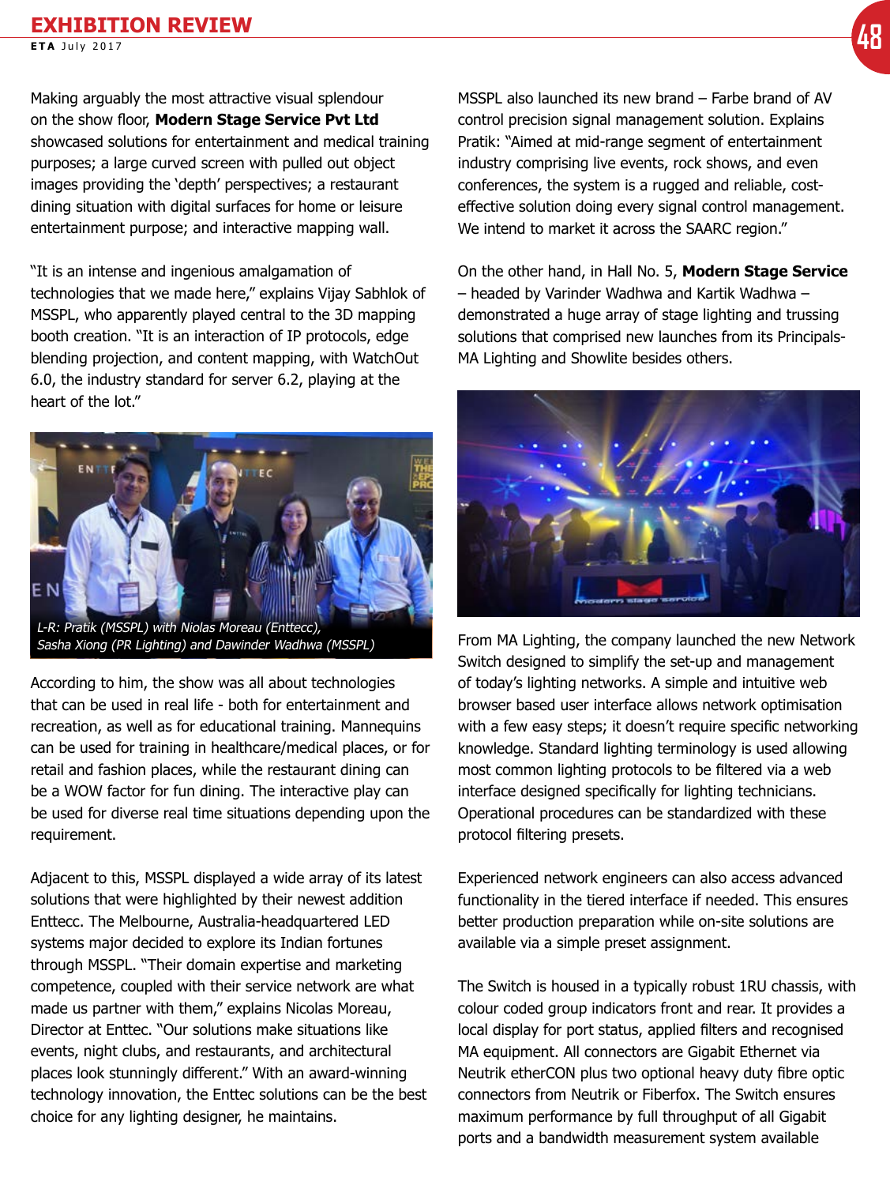Making arguably the most attractive visual splendour on the show floor, **Modern Stage Service Pvt Ltd** showcased solutions for entertainment and medical training purposes; a large curved screen with pulled out object images providing the 'depth' perspectives; a restaurant dining situation with digital surfaces for home or leisure entertainment purpose; and interactive mapping wall.

"It is an intense and ingenious amalgamation of technologies that we made here," explains Vijay Sabhlok of MSSPL, who apparently played central to the 3D mapping booth creation. "It is an interaction of IP protocols, edge blending projection, and content mapping, with WatchOut 6.0, the industry standard for server 6.2, playing at the heart of the lot."

*L-R: Pratik (MSSPL) with Niolas Moreau (Enttecc), Sasha Xiong (PR Lighting) and Dawinder Wadhwa (MSSPL)*

According to him, the show was all about technologies that can be used in real life - both for entertainment and recreation, as well as for educational training. Mannequins can be used for training in healthcare/medical places, or for retail and fashion places, while the restaurant dining can be a WOW factor for fun dining. The interactive play can be used for diverse real time situations depending upon the requirement.

Adjacent to this, MSSPL displayed a wide array of its latest solutions that were highlighted by their newest addition Enttecc. The Melbourne, Australia-headquartered LED systems major decided to explore its Indian fortunes through MSSPL. "Their domain expertise and marketing competence, coupled with their service network are what made us partner with them," explains Nicolas Moreau, Director at Enttec. "Our solutions make situations like events, night clubs, and restaurants, and architectural places look stunningly different." With an award-winning technology innovation, the Enttec solutions can be the best choice for any lighting designer, he maintains.

MSSPL also launched its new brand – Farbe brand of AV control precision signal management solution. Explains Pratik: "Aimed at mid-range segment of entertainment industry comprising live events, rock shows, and even conferences, the system is a rugged and reliable, cost-effective solution doing every signal control management. We intend to market it across the SAARC region."

On the other hand, in Hall No. 5, **Modern Stage Service** – headed by Varinder Wadhwa and Kartik Wadhwa – demonstrated a huge array of stage lighting and trussing solutions that comprised new launches from its Principals-MA Lighting and Showlite besides others.

From MA Lighting, the company launched the new Network Switch designed to simplify the set-up and management of today's lighting networks. A simple and intuitive web browser based user interface allows network optimisation with a few easy steps; it doesn't require specific networking knowledge. Standard lighting terminology is used allowing most common lighting protocols to be filtered via a web interface designed specifically for lighting technicians. Operational procedures can be standardized with these protocol filtering presets.

Experienced network engineers can also access advanced functionality in the tiered interface if needed. This ensures better production preparation while on-site solutions are available via a simple preset assignment.

The Switch is housed in a typically robust 1RU chassis, with colour coded group indicators front and rear. It provides a local display for port status, applied filters and recognised MA equipment. All connectors are Gigabit Ethernet via Neutrik etherCON plus two optional heavy duty fibre optic connectors from Neutrik or Fiberfox. The Switch ensures maximum performance by full throughput of all Gigabit ports and a bandwidth measurement system available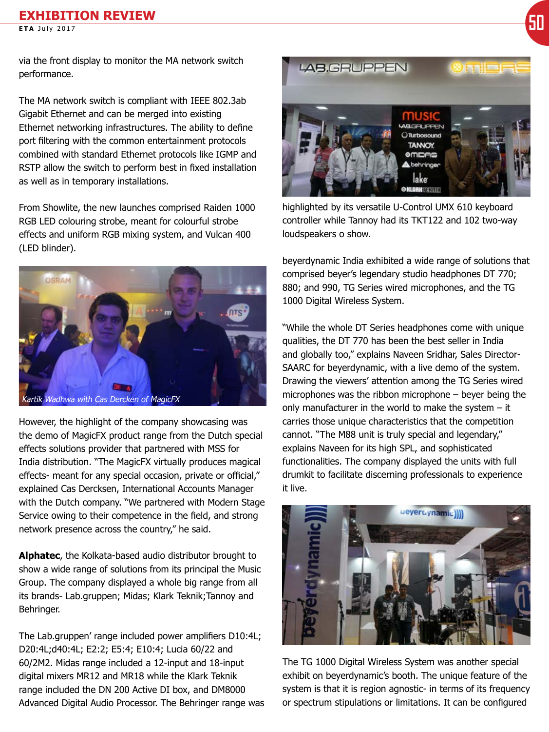via the front display to monitor the MA network switch performance.

The MA network switch is compliant with IEEE 802.3ab Gigabit Ethernet and can be merged into existing Ethernet networking infrastructures. The ability to define port filtering with the common entertainment protocols combined with standard Ethernet protocols like IGMP and RSTP allow the switch to perform best in fixed installation as well as in temporary installations.

From Showlite, the new launches comprised Raiden 1000 RGB LED colouring strobe, meant for colourful strobe effects and uniform RGB mixing system, and Vulcan 400 (LED blinder).

*Kartik Wadhwa with Cas Dercken of MagicFX*

However, the highlight of the company showcasing was the demo of MagicFX product range from the Dutch special effects solutions provider that partnered with MSS for India distribution. "The MagicFX virtually produces magical effects- meant for any special occasion, private or official," explained Cas Dercksen, International Accounts Manager with the Dutch company. "We partnered with Modern Stage Service owing to their competence in the field, and strong network presence across the country," he said.

**Alphatec**, the Kolkata-based audio distributor brought to show a wide range of solutions from its principal the Music Group. The company displayed a whole big range from all its brands- Lab.gruppen; Midas; Klark Teknik;Tannoy and Behringer.

The Lab.gruppen' range included power amplifiers D10:4L; D20:4L;d40:4L; E2:2; E5:4; E10:4; Lucia 60/22 and 60/2M2. Midas range included a 12-input and 18-input digital mixers MR12 and MR18 while the Klark Teknik range included the DN 200 Active DI box, and DM8000 Advanced Digital Audio Processor. The Behringer range was highlighted by its versatile U-Control UMX 610 keyboard controller while Tannoy had its TKT122 and 102 two-way loudspeakers o show.

beyerdynamic India exhibited a wide range of solutions that comprised beyer's legendary studio headphones DT 770; 880; and 990, TG Series wired microphones, and the TG 1000 Digital Wireless System.

"While the whole DT Series headphones come with unique qualities, the DT 770 has been the best seller in India and globally too," explains Naveen Sridhar, Sales Director-SAARC for beyerdynamic, with a live demo of the system. Drawing the viewers' attention among the TG Series wired microphones was the ribbon microphone – beyer being the only manufacturer in the world to make the system – it carries those unique characteristics that the competition cannot. "The M88 unit is truly special and legendary," explains Naveen for its high SPL, and sophisticated functionalities. The company displayed the units with full drumkit to facilitate discerning professionals to experience it live.

The TG 1000 Digital Wireless System was another special exhibit on beyerdynamic's booth. The unique feature of the system is that it is region agnostic- in terms of its frequency or spectrum stipulations or limitations. It can be configured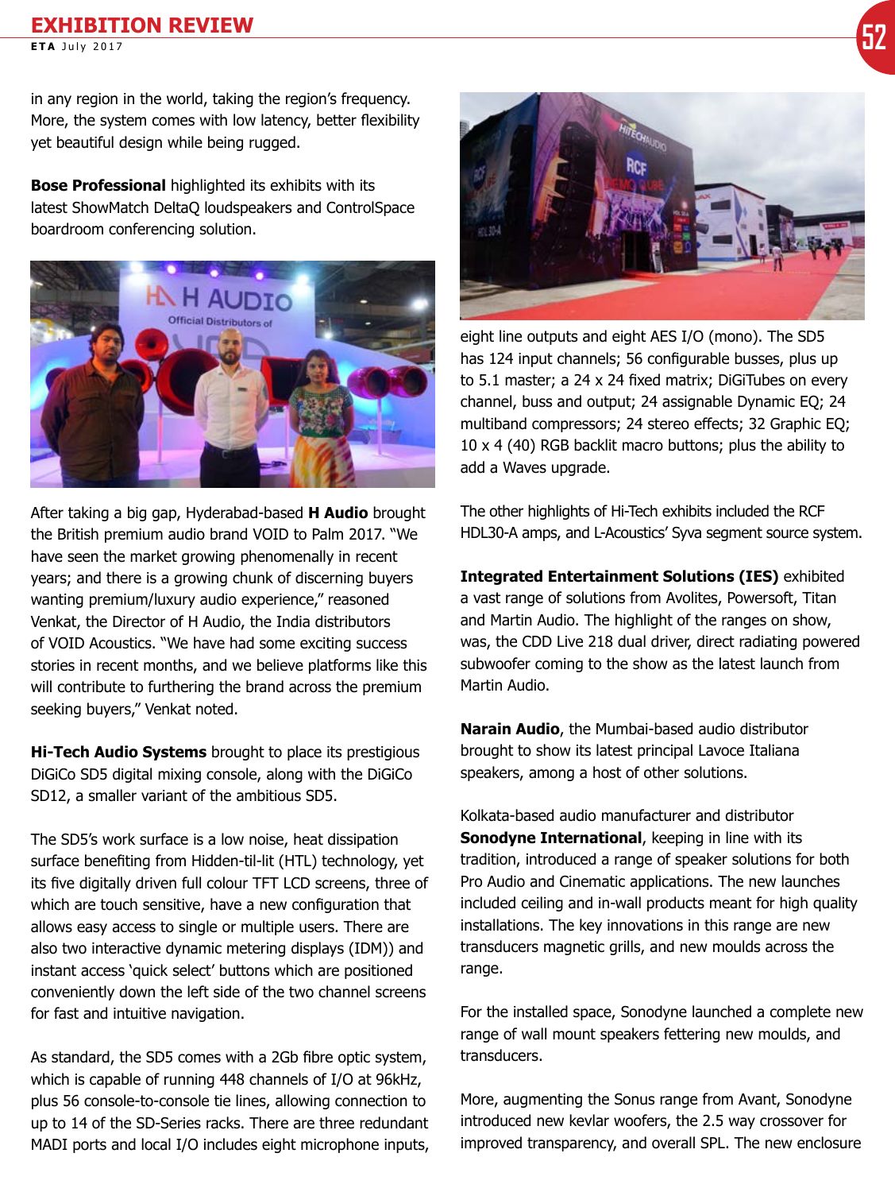in any region in the world, taking the region's frequency. More, the system comes with low latency, better flexibility yet beautiful design while being rugged.

**Bose Professional** highlighted its exhibits with its latest ShowMatch DeltaQ loudspeakers and ControlSpace boardroom conferencing solution.

After taking a big gap, Hyderabad-based **H Audio** brought the British premium audio brand VOID to Palm 2017. "We have seen the market growing phenomenally in recent years; and there is a growing chunk of discerning buyers wanting premium/luxury audio experience," reasoned Venkat, the Director of H Audio, the India distributors of VOID Acoustics. "We have had some exciting success stories in recent months, and we believe platforms like this will contribute to furthering the brand across the premium seeking buyers," Venkat noted.

**Hi-Tech Audio Systems** brought to place its prestigious DiGiCo SD5 digital mixing console, along with the DiGiCo SD12, a smaller variant of the ambitious SD5.

The SD5's work surface is a low noise, heat dissipation surface benefiting from Hidden-til-lit (HTL) technology, yet its five digitally driven full colour TFT LCD screens, three of which are touch sensitive, have a new configuration that allows easy access to single or multiple users. There are also two interactive dynamic metering displays (IDM)) and instant access 'quick select' buttons which are positioned conveniently down the left side of the two channel screens for fast and intuitive navigation.

As standard, the SD5 comes with a 2Gb fibre optic system, which is capable of running 448 channels of I/O at 96kHz, plus 56 console-to-console tie lines, allowing connection to up to 14 of the SD-Series racks. There are three redundant MADI ports and local I/O includes eight microphone inputs, eight line outputs and eight AES I/O (mono). The SD5 has 124 input channels; 56 configurable busses, plus up to 5.1 master; a 24 x 24 fixed matrix; DiGiTubes on every channel, buss and output; 24 assignable Dynamic EQ; 24 multiband compressors; 24 stereo effects; 32 Graphic EQ; 10 x 4 (40) RGB backlit macro buttons; plus the ability to add a Waves upgrade.

The other highlights of Hi-Tech exhibits included the RCF HDL30-A amps, and L-Acoustics' Syva segment source system.

**Integrated Entertainment Solutions (IES)** exhibited a vast range of solutions from Avolites, Powersoft, Titan and Martin Audio. The highlight of the ranges on show, was, the CDD Live 218 dual driver, direct radiating powered subwoofer coming to the show as the latest launch from Martin Audio.

**Narain Audio**, the Mumbai-based audio distributor brought to show its latest principal Lavoce Italiana speakers, among a host of other solutions.

Kolkata-based audio manufacturer and distributor **Sonodyne International**, keeping in line with its tradition, introduced a range of speaker solutions for both Pro Audio and Cinematic applications. The new launches included ceiling and in-wall products meant for high quality installations. The key innovations in this range are new transducers magnetic grills, and new moulds across the range.

For the installed space, Sonodyne launched a complete new range of wall mount speakers fettering new moulds, and transducers.

More, augmenting the Sonus range from Avant, Sonodyne introduced new kevlar woofers, the 2.5 way crossover for improved transparency, and overall SPL. The new enclosure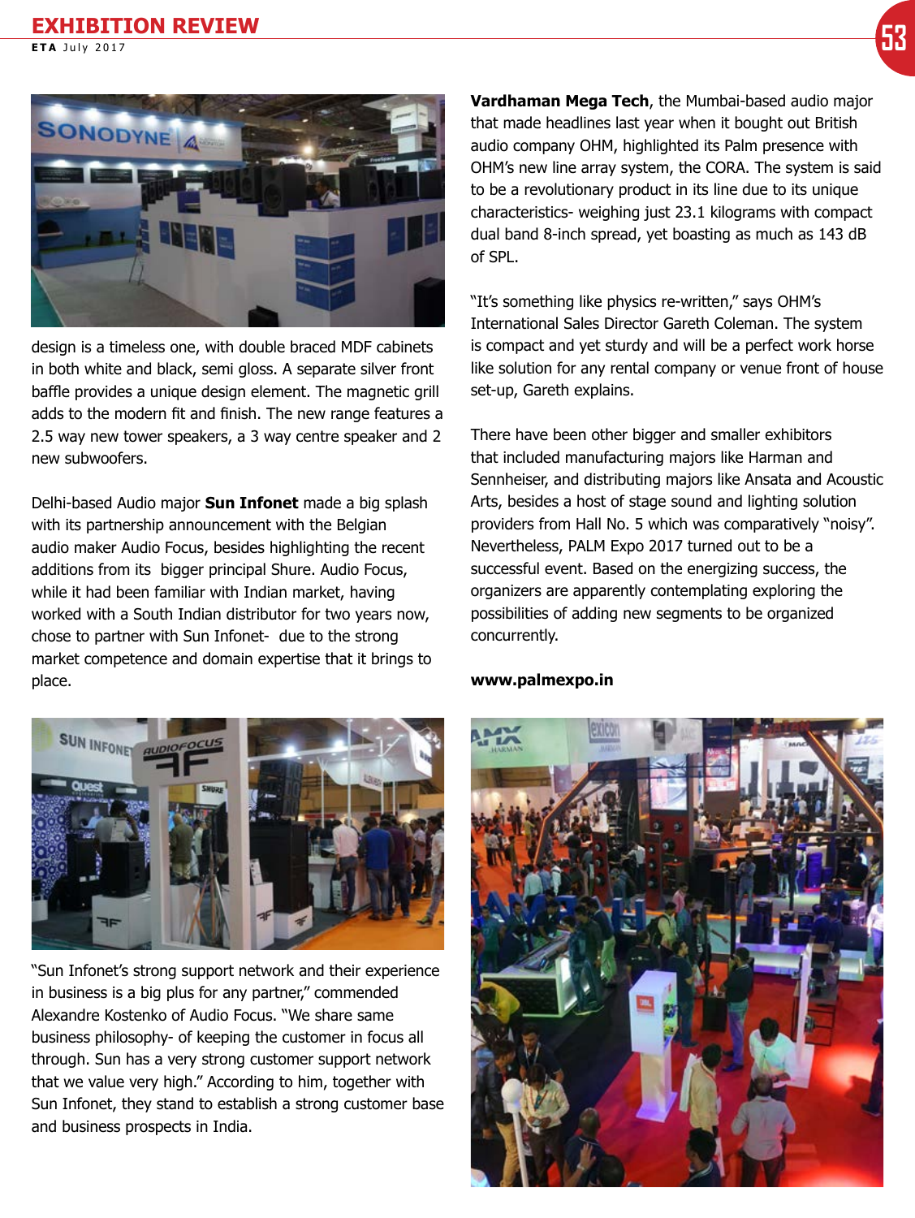design is a timeless one, with double braced MDF cabinets in both white and black, semi gloss. A separate silver front baffle provides a unique design element. The magnetic grill adds to the modern fit and finish. The new range features a 2.5 way new tower speakers, a 3 way centre speaker and 2 new subwoofers.

Delhi-based Audio major **Sun Infonet** made a big splash with its partnership announcement with the Belgian audio maker Audio Focus, besides highlighting the recent additions from its  bigger principal Shure. Audio Focus, while it had been familiar with Indian market, having worked with a South Indian distributor for two years now, chose to partner with Sun Infonet-  due to the strong market competence and domain expertise that it brings to place.

"Sun Infonet's strong support network and their experience in business is a big plus for any partner," commended Alexandre Kostenko of Audio Focus. "We share same business philosophy- of keeping the customer in focus all through. Sun has a very strong customer support network that we value very high." According to him, together with Sun Infonet, they stand to establish a strong customer base and business prospects in India.

**Vardhaman Mega Tech**, the Mumbai-based audio major that made headlines last year when it bought out British audio company OHM, highlighted its Palm presence with OHM's new line array system, the CORA. The system is said to be a revolutionary product in its line due to its unique characteristics- weighing just 23.1 kilograms with compact dual band 8-inch spread, yet boasting as much as 143 dB of SPL.

"It's something like physics re-written," says OHM's International Sales Director Gareth Coleman. The system is compact and yet sturdy and will be a perfect work horse like solution for any rental company or venue front of house set-up, Gareth explains.

There have been other bigger and smaller exhibitors that included manufacturing majors like Harman and Sennheiser, and distributing majors like Ansata and Acoustic Arts, besides a host of stage sound and lighting solution providers from Hall No. 5 which was comparatively "noisy". Nevertheless, PALM Expo 2017 turned out to be a successful event. Based on the energizing success, the organizers are apparently contemplating exploring the possibilities of adding new segments to be organized concurrently.

**www.palmexpo.in**